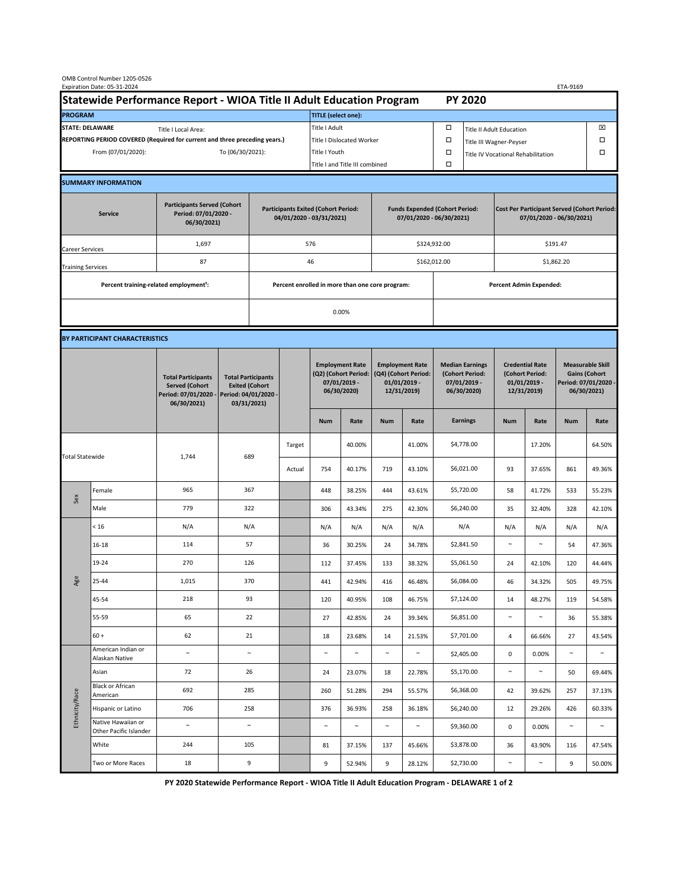OMB Control Number 1205-0526
Expiration Date: 05-31-2024

ETA-9169

# Statewide Performance Report - WIOA Title II Adult Education Program — PY 2020

| PROGRAM | | TITLE (select one): | | | |
|---|---|---|---|---|---|
| STATE: DELAWARE | Title I Local Area: | Title I Adult | ☐ | Title II Adult Education | ☒ |
| REPORTING PERIOD COVERED (Required for current and three preceding years.) | | Title I Dislocated Worker | ☐ | Title III Wagner-Peyser | ☐ |
| From (07/01/2020): | To (06/30/2021): | Title I Youth | ☐ | Title IV Vocational Rehabilitation | ☐ |
| | | Title I and Title III combined | ☐ | | |

## SUMMARY INFORMATION

| Service | Participants Served (Cohort Period: 07/01/2020 - 06/30/2021) | Participants Exited (Cohort Period: 04/01/2020 - 03/31/2021) | Funds Expended (Cohort Period: 07/01/2020 - 06/30/2021) | Cost Per Participant Served (Cohort Period: 07/01/2020 - 06/30/2021) |
|---|---|---|---|---|
| Career Services | 1,697 | 576 | $324,932.00 | $191.47 |
| Training Services | 87 | 46 | $162,012.00 | $1,862.20 |

| Percent training-related employment[1]: | Percent enrolled in more than one core program: | Percent Admin Expended: |
|---|---|---|
| | 0.00% | |

## BY PARTICIPANT CHARACTERISTICS

| | | Total Participants Served (Cohort Period: 07/01/2020 - 06/30/2021) | Total Participants Exited (Cohort Period: 04/01/2020 - 03/31/2021) | | Employment Rate (Q2) (Cohort Period: 07/01/2019 - 06/30/2020) | | Employment Rate (Q4) (Cohort Period: 01/01/2019 - 12/31/2019) | | Median Earnings (Cohort Period: 07/01/2019 - 06/30/2020) | Credential Rate (Cohort Period: 01/01/2019 - 12/31/2019) | | Measurable Skill Gains (Cohort Period: 07/01/2020 - 06/30/2021) | |
|---|---|---|---|---|---|---|---|---|---|---|---|---|---|
| | | | | | Num | Rate | Num | Rate | Earnings | Num | Rate | Num | Rate |
| Total Statewide | | 1,744 | 689 | Target | | 40.00% | | 41.00% | $4,778.00 | | 17.20% | | 64.50% |
| | | | | Actual | 754 | 40.17% | 719 | 43.10% | $6,021.00 | 93 | 37.65% | 861 | 49.36% |
| Sex | Female | 965 | 367 | | 448 | 38.25% | 444 | 43.61% | $5,720.00 | 58 | 41.72% | 533 | 55.23% |
| | Male | 779 | 322 | | 306 | 43.34% | 275 | 42.30% | $6,240.00 | 35 | 32.40% | 328 | 42.10% |
| Age | < 16 | N/A | N/A | | N/A | N/A | N/A | N/A | N/A | N/A | N/A | N/A | N/A |
| | 16-18 | 114 | 57 | | 36 | 30.25% | 24 | 34.78% | $2,841.50 | ~ | ~ | 54 | 47.36% |
| | 19-24 | 270 | 126 | | 112 | 37.45% | 133 | 38.32% | $5,061.50 | 24 | 42.10% | 120 | 44.44% |
| | 25-44 | 1,015 | 370 | | 441 | 42.94% | 416 | 46.48% | $6,084.00 | 46 | 34.32% | 505 | 49.75% |
| | 45-54 | 218 | 93 | | 120 | 40.95% | 108 | 46.75% | $7,124.00 | 14 | 48.27% | 119 | 54.58% |
| | 55-59 | 65 | 22 | | 27 | 42.85% | 24 | 39.34% | $6,851.00 | ~ | ~ | 36 | 55.38% |
| | 60 + | 62 | 21 | | 18 | 23.68% | 14 | 21.53% | $7,701.00 | 4 | 66.66% | 27 | 43.54% |
| Ethnicity/Race | American Indian or Alaskan Native | ~ | ~ | | ~ | ~ | ~ | ~ | $2,405.00 | 0 | 0.00% | ~ | ~ |
| | Asian | 72 | 26 | | 24 | 23.07% | 18 | 22.78% | $5,170.00 | ~ | ~ | 50 | 69.44% |
| | Black or African American | 692 | 285 | | 260 | 51.28% | 294 | 55.57% | $6,368.00 | 42 | 39.62% | 257 | 37.13% |
| | Hispanic or Latino | 706 | 258 | | 376 | 36.93% | 258 | 36.18% | $6,240.00 | 12 | 29.26% | 426 | 60.33% |
| | Native Hawaiian or Other Pacific Islander | ~ | ~ | | ~ | ~ | ~ | ~ | $9,360.00 | 0 | 0.00% | ~ | ~ |
| | White | 244 | 105 | | 81 | 37.15% | 137 | 45.66% | $3,878.00 | 36 | 43.90% | 116 | 47.54% |
| | Two or More Races | 18 | 9 | | 9 | 52.94% | 9 | 28.12% | $2,730.00 | ~ | ~ | 9 | 50.00% |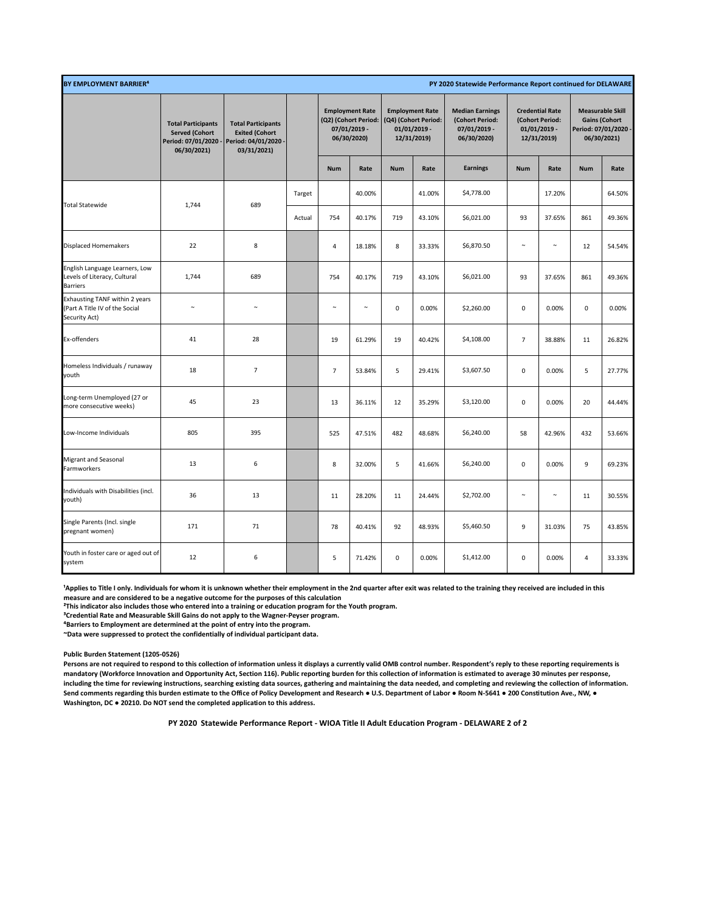| BY EMPLOYMENT BARRIER[4] | | | | | | | | | | | | | |
|---|---|---|---|---|---|---|---|---|---|---|---|---|---|
| | Total Participants Served (Cohort Period: 07/01/2020 - 06/30/2021) | Total Participants Exited (Cohort Period: 04/01/2020 - 03/31/2021) | | Employment Rate (Q2) (Cohort Period: 07/01/2019 - 06/30/2020) | | Employment Rate (Q4) (Cohort Period: 01/01/2019 - 12/31/2019) | | Median Earnings (Cohort Period: 07/01/2019 - 06/30/2020) | Credential Rate (Cohort Period: 01/01/2019 - 12/31/2019) | | Measurable Skill Gains (Cohort Period: 07/01/2020 - 06/30/2021) | |
| | | | | Num | Rate | Num | Rate | Earnings | Num | Rate | Num | Rate |
| Total Statewide | 1,744 | 689 | Target | | 40.00% | | 41.00% | $4,778.00 | | 17.20% | | 64.50% |
| | | | Actual | 754 | 40.17% | 719 | 43.10% | $6,021.00 | 93 | 37.65% | 861 | 49.36% |
| Displaced Homemakers | 22 | 8 | | 4 | 18.18% | 8 | 33.33% | $6,870.50 | ~ | ~ | 12 | 54.54% |
| English Language Learners, Low Levels of Literacy, Cultural Barriers | 1,744 | 689 | | 754 | 40.17% | 719 | 43.10% | $6,021.00 | 93 | 37.65% | 861 | 49.36% |
| Exhausting TANF within 2 years (Part A Title IV of the Social Security Act) | ~ | ~ | | ~ | ~ | 0 | 0.00% | $2,260.00 | 0 | 0.00% | 0 | 0.00% |
| Ex-offenders | 41 | 28 | | 19 | 61.29% | 19 | 40.42% | $4,108.00 | 7 | 38.88% | 11 | 26.82% |
| Homeless Individuals / runaway youth | 18 | 7 | | 7 | 53.84% | 5 | 29.41% | $3,607.50 | 0 | 0.00% | 5 | 27.77% |
| Long-term Unemployed (27 or more consecutive weeks) | 45 | 23 | | 13 | 36.11% | 12 | 35.29% | $3,120.00 | 0 | 0.00% | 20 | 44.44% |
| Low-Income Individuals | 805 | 395 | | 525 | 47.51% | 482 | 48.68% | $6,240.00 | 58 | 42.96% | 432 | 53.66% |
| Migrant and Seasonal Farmworkers | 13 | 6 | | 8 | 32.00% | 5 | 41.66% | $6,240.00 | 0 | 0.00% | 9 | 69.23% |
| Individuals with Disabilities (incl. youth) | 36 | 13 | | 11 | 28.20% | 11 | 24.44% | $2,702.00 | ~ | ~ | 11 | 30.55% |
| Single Parents (Incl. single pregnant women) | 171 | 71 | | 78 | 40.41% | 92 | 48.93% | $5,460.50 | 9 | 31.03% | 75 | 43.85% |
| Youth in foster care or aged out of system | 12 | 6 | | 5 | 71.42% | 0 | 0.00% | $1,412.00 | 0 | 0.00% | 4 | 33.33% |

PY 2020 Statewide Performance Report continued for DELAWARE

**[1]Applies to Title I only. Individuals for whom it is unknown whether their employment in the 2nd quarter after exit was related to the training they received are included in this measure and are considered to be a negative outcome for the purposes of this calculation**

**[2]This indicator also includes those who entered into a training or education program for the Youth program.**

**[3]Credential Rate and Measurable Skill Gains do not apply to the Wagner-Peyser program.**

**[4]Barriers to Employment are determined at the point of entry into the program.**

**~Data were suppressed to protect the confidentially of individual participant data.**

**Public Burden Statement (1205-0526)**

**Persons are not required to respond to this collection of information unless it displays a currently valid OMB control number. Respondent's reply to these reporting requirements is mandatory (Workforce Innovation and Opportunity Act, Section 116). Public reporting burden for this collection of information is estimated to average 30 minutes per response, including the time for reviewing instructions, searching existing data sources, gathering and maintaining the data needed, and completing and reviewing the collection of information. Send comments regarding this burden estimate to the Office of Policy Development and Research ● U.S. Department of Labor ● Room N-5641 ● 200 Constitution Ave., NW, ● Washington, DC ● 20210. Do NOT send the completed application to this address.**

**PY 2020 Statewide Performance Report - WIOA Title II Adult Education Program - DELAWARE 2 of 2**